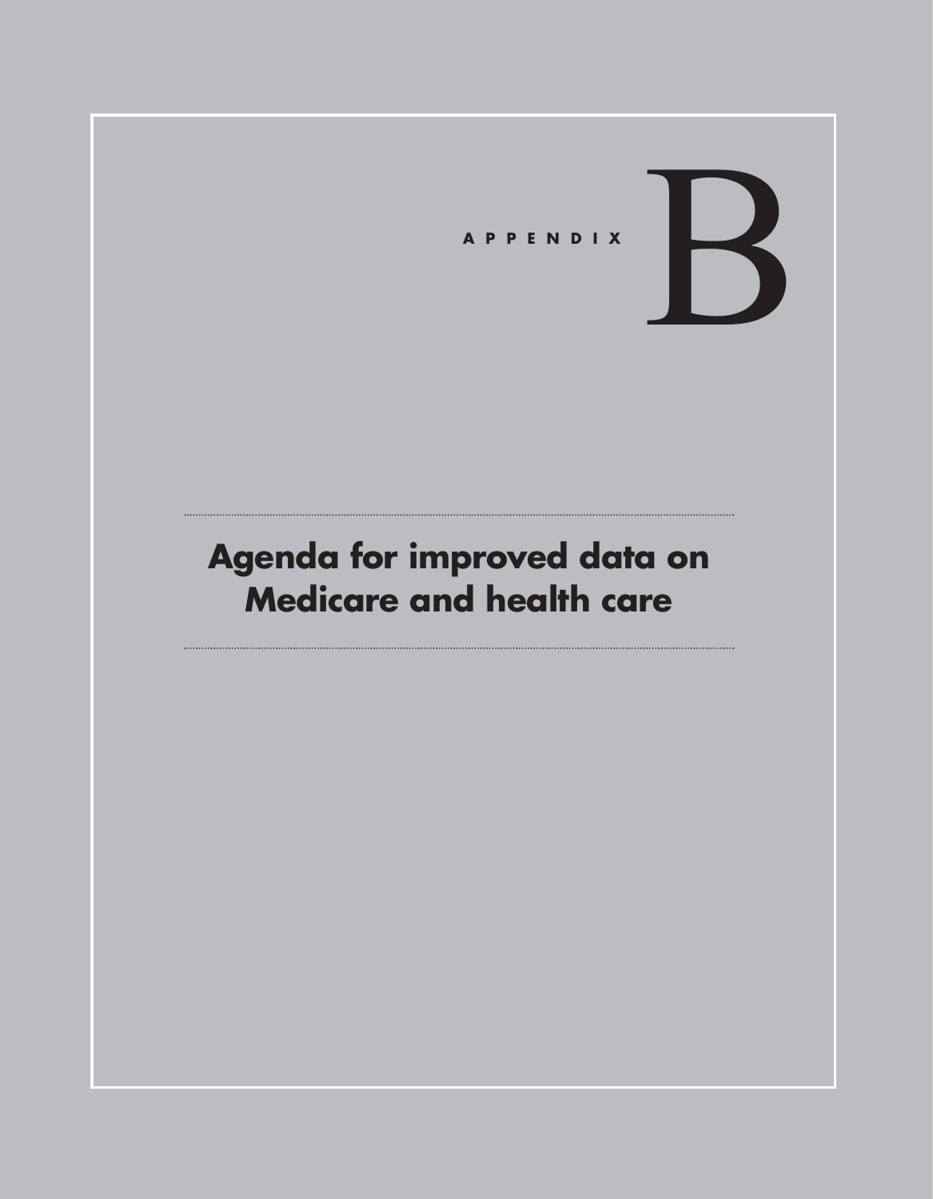# APPENDIX B

## Agenda for improved data on Medicare and health care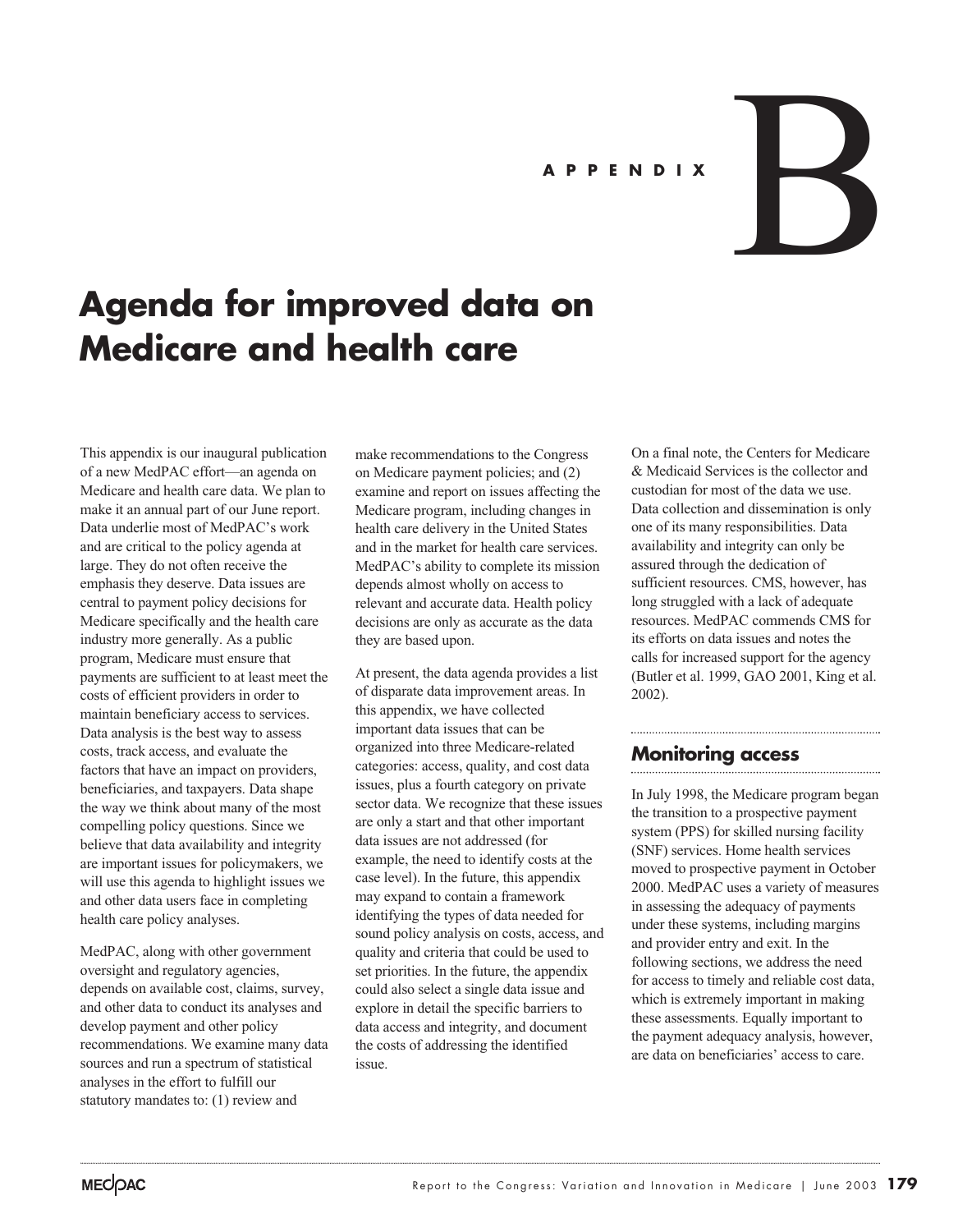APPENDIX B

# Agenda for improved data on Medicare and health care

This appendix is our inaugural publication of a new MedPAC effort—an agenda on Medicare and health care data. We plan to make it an annual part of our June report. Data underlie most of MedPAC's work and are critical to the policy agenda at large. They do not often receive the emphasis they deserve. Data issues are central to payment policy decisions for Medicare specifically and the health care industry more generally. As a public program, Medicare must ensure that payments are sufficient to at least meet the costs of efficient providers in order to maintain beneficiary access to services. Data analysis is the best way to assess costs, track access, and evaluate the factors that have an impact on providers, beneficiaries, and taxpayers. Data shape the way we think about many of the most compelling policy questions. Since we believe that data availability and integrity are important issues for policymakers, we will use this agenda to highlight issues we and other data users face in completing health care policy analyses.

MedPAC, along with other government oversight and regulatory agencies, depends on available cost, claims, survey, and other data to conduct its analyses and develop payment and other policy recommendations. We examine many data sources and run a spectrum of statistical analyses in the effort to fulfill our statutory mandates to: (1) review and make recommendations to the Congress on Medicare payment policies; and (2) examine and report on issues affecting the Medicare program, including changes in health care delivery in the United States and in the market for health care services. MedPAC's ability to complete its mission depends almost wholly on access to relevant and accurate data. Health policy decisions are only as accurate as the data they are based upon.

At present, the data agenda provides a list of disparate data improvement areas. In this appendix, we have collected important data issues that can be organized into three Medicare-related categories: access, quality, and cost data issues, plus a fourth category on private sector data. We recognize that these issues are only a start and that other important data issues are not addressed (for example, the need to identify costs at the case level). In the future, this appendix may expand to contain a framework identifying the types of data needed for sound policy analysis on costs, access, and quality and criteria that could be used to set priorities. In the future, the appendix could also select a single data issue and explore in detail the specific barriers to data access and integrity, and document the costs of addressing the identified issue.

On a final note, the Centers for Medicare & Medicaid Services is the collector and custodian for most of the data we use. Data collection and dissemination is only one of its many responsibilities. Data availability and integrity can only be assured through the dedication of sufficient resources. CMS, however, has long struggled with a lack of adequate resources. MedPAC commends CMS for its efforts on data issues and notes the calls for increased support for the agency (Butler et al. 1999, GAO 2001, King et al. 2002).

## Monitoring access

In July 1998, the Medicare program began the transition to a prospective payment system (PPS) for skilled nursing facility (SNF) services. Home health services moved to prospective payment in October 2000. MedPAC uses a variety of measures in assessing the adequacy of payments under these systems, including margins and provider entry and exit. In the following sections, we address the need for access to timely and reliable cost data, which is extremely important in making these assessments. Equally important to the payment adequacy analysis, however, are data on beneficiaries' access to care.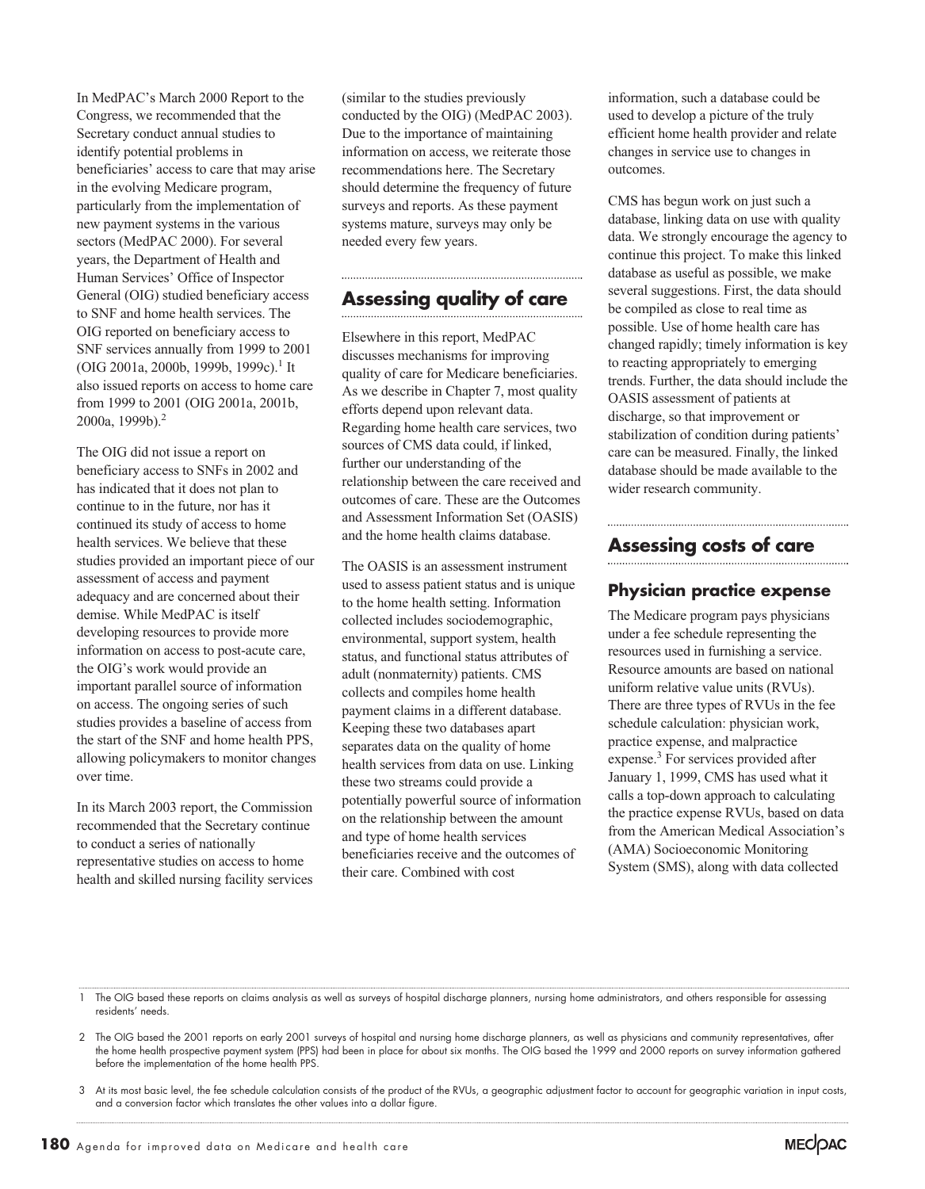In MedPAC's March 2000 Report to the Congress, we recommended that the Secretary conduct annual studies to identify potential problems in beneficiaries' access to care that may arise in the evolving Medicare program, particularly from the implementation of new payment systems in the various sectors (MedPAC 2000). For several years, the Department of Health and Human Services' Office of Inspector General (OIG) studied beneficiary access to SNF and home health services. The OIG reported on beneficiary access to SNF services annually from 1999 to 2001 (OIG 2001a, 2000b, 1999b, 1999c).[1] It also issued reports on access to home care from 1999 to 2001 (OIG 2001a, 2001b, 2000a, 1999b).[2]

The OIG did not issue a report on beneficiary access to SNFs in 2002 and has indicated that it does not plan to continue to in the future, nor has it continued its study of access to home health services. We believe that these studies provided an important piece of our assessment of access and payment adequacy and are concerned about their demise. While MedPAC is itself developing resources to provide more information on access to post-acute care, the OIG's work would provide an important parallel source of information on access. The ongoing series of such studies provides a baseline of access from the start of the SNF and home health PPS, allowing policymakers to monitor changes over time.

In its March 2003 report, the Commission recommended that the Secretary continue to conduct a series of nationally representative studies on access to home health and skilled nursing facility services (similar to the studies previously conducted by the OIG) (MedPAC 2003). Due to the importance of maintaining information on access, we reiterate those recommendations here. The Secretary should determine the frequency of future surveys and reports. As these payment systems mature, surveys may only be needed every few years.

## Assessing quality of care

Elsewhere in this report, MedPAC discusses mechanisms for improving quality of care for Medicare beneficiaries. As we describe in Chapter 7, most quality efforts depend upon relevant data. Regarding home health care services, two sources of CMS data could, if linked, further our understanding of the relationship between the care received and outcomes of care. These are the Outcomes and Assessment Information Set (OASIS) and the home health claims database.

The OASIS is an assessment instrument used to assess patient status and is unique to the home health setting. Information collected includes sociodemographic, environmental, support system, health status, and functional status attributes of adult (nonmaternity) patients. CMS collects and compiles home health payment claims in a different database. Keeping these two databases apart separates data on the quality of home health services from data on use. Linking these two streams could provide a potentially powerful source of information on the relationship between the amount and type of home health services beneficiaries receive and the outcomes of their care. Combined with cost information, such a database could be used to develop a picture of the truly efficient home health provider and relate changes in service use to changes in outcomes.

CMS has begun work on just such a database, linking data on use with quality data. We strongly encourage the agency to continue this project. To make this linked database as useful as possible, we make several suggestions. First, the data should be compiled as close to real time as possible. Use of home health care has changed rapidly; timely information is key to reacting appropriately to emerging trends. Further, the data should include the OASIS assessment of patients at discharge, so that improvement or stabilization of condition during patients' care can be measured. Finally, the linked database should be made available to the wider research community.

## Assessing costs of care

### Physician practice expense

The Medicare program pays physicians under a fee schedule representing the resources used in furnishing a service. Resource amounts are based on national uniform relative value units (RVUs). There are three types of RVUs in the fee schedule calculation: physician work, practice expense, and malpractice expense.[3] For services provided after January 1, 1999, CMS has used what it calls a top-down approach to calculating the practice expense RVUs, based on data from the American Medical Association's (AMA) Socioeconomic Monitoring System (SMS), along with data collected

1 The OIG based these reports on claims analysis as well as surveys of hospital discharge planners, nursing home administrators, and others responsible for assessing residents' needs.

2 The OIG based the 2001 reports on early 2001 surveys of hospital and nursing home discharge planners, as well as physicians and community representatives, after the home health prospective payment system (PPS) had been in place for about six months. The OIG based the 1999 and 2000 reports on survey information gathered before the implementation of the home health PPS.

3 At its most basic level, the fee schedule calculation consists of the product of the RVUs, a geographic adjustment factor to account for geographic variation in input costs, and a conversion factor which translates the other values into a dollar figure.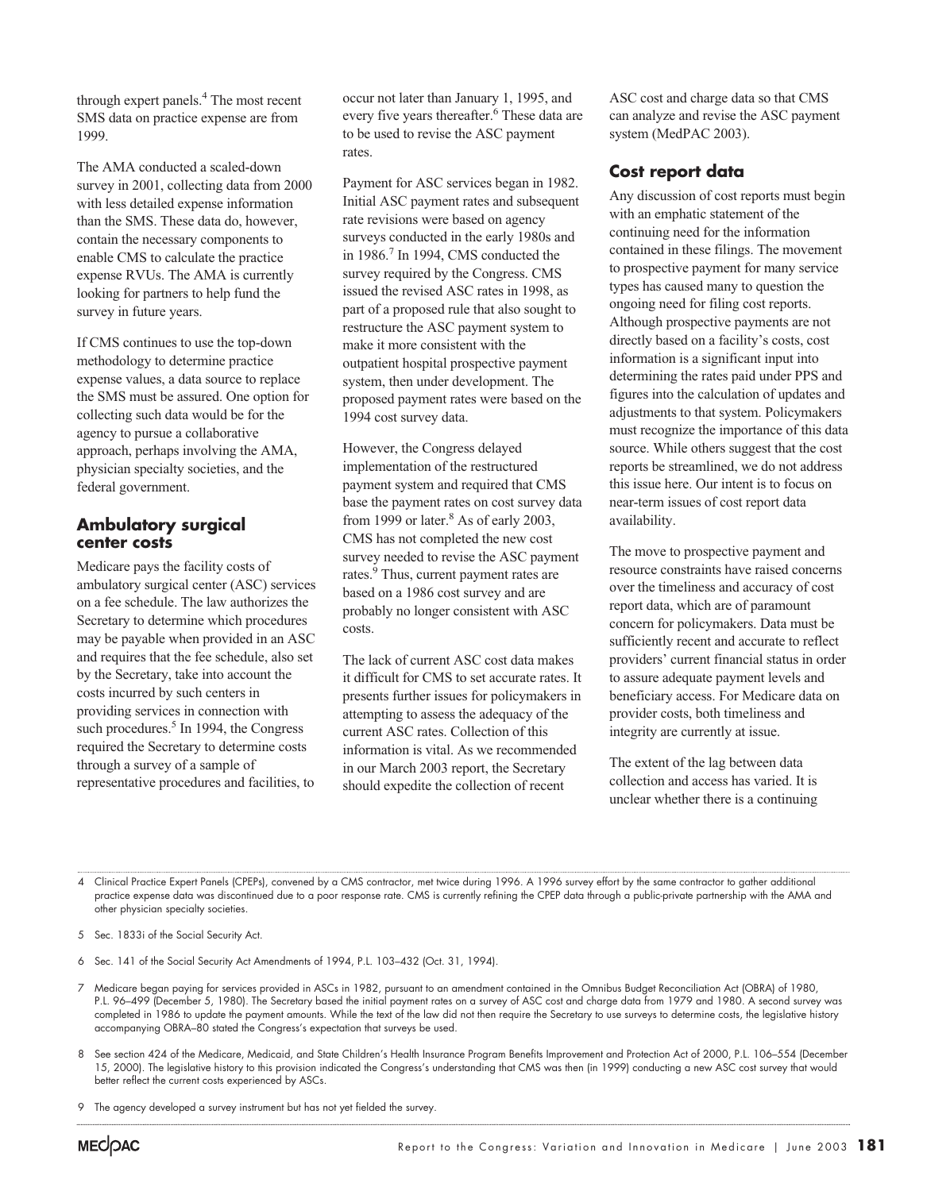through expert panels.[4] The most recent SMS data on practice expense are from 1999.

The AMA conducted a scaled-down survey in 2001, collecting data from 2000 with less detailed expense information than the SMS. These data do, however, contain the necessary components to enable CMS to calculate the practice expense RVUs. The AMA is currently looking for partners to help fund the survey in future years.

If CMS continues to use the top-down methodology to determine practice expense values, a data source to replace the SMS must be assured. One option for collecting such data would be for the agency to pursue a collaborative approach, perhaps involving the AMA, physician specialty societies, and the federal government.

## Ambulatory surgical center costs

Medicare pays the facility costs of ambulatory surgical center (ASC) services on a fee schedule. The law authorizes the Secretary to determine which procedures may be payable when provided in an ASC and requires that the fee schedule, also set by the Secretary, take into account the costs incurred by such centers in providing services in connection with such procedures.[5] In 1994, the Congress required the Secretary to determine costs through a survey of a sample of representative procedures and facilities, to occur not later than January 1, 1995, and every five years thereafter.[6] These data are to be used to revise the ASC payment rates.

Payment for ASC services began in 1982. Initial ASC payment rates and subsequent rate revisions were based on agency surveys conducted in the early 1980s and in 1986.[7] In 1994, CMS conducted the survey required by the Congress. CMS issued the revised ASC rates in 1998, as part of a proposed rule that also sought to restructure the ASC payment system to make it more consistent with the outpatient hospital prospective payment system, then under development. The proposed payment rates were based on the 1994 cost survey data.

However, the Congress delayed implementation of the restructured payment system and required that CMS base the payment rates on cost survey data from 1999 or later.[8] As of early 2003, CMS has not completed the new cost survey needed to revise the ASC payment rates.[9] Thus, current payment rates are based on a 1986 cost survey and are probably no longer consistent with ASC costs.

The lack of current ASC cost data makes it difficult for CMS to set accurate rates. It presents further issues for policymakers in attempting to assess the adequacy of the current ASC rates. Collection of this information is vital. As we recommended in our March 2003 report, the Secretary should expedite the collection of recent ASC cost and charge data so that CMS can analyze and revise the ASC payment system (MedPAC 2003).

## Cost report data

Any discussion of cost reports must begin with an emphatic statement of the continuing need for the information contained in these filings. The movement to prospective payment for many service types has caused many to question the ongoing need for filing cost reports. Although prospective payments are not directly based on a facility's costs, cost information is a significant input into determining the rates paid under PPS and figures into the calculation of updates and adjustments to that system. Policymakers must recognize the importance of this data source. While others suggest that the cost reports be streamlined, we do not address this issue here. Our intent is to focus on near-term issues of cost report data availability.

The move to prospective payment and resource constraints have raised concerns over the timeliness and accuracy of cost report data, which are of paramount concern for policymakers. Data must be sufficiently recent and accurate to reflect providers' current financial status in order to assure adequate payment levels and beneficiary access. For Medicare data on provider costs, both timeliness and integrity are currently at issue.

The extent of the lag between data collection and access has varied. It is unclear whether there is a continuing

---

4 Clinical Practice Expert Panels (CPEPs), convened by a CMS contractor, met twice during 1996. A 1996 survey effort by the same contractor to gather additional practice expense data was discontinued due to a poor response rate. CMS is currently refining the CPEP data through a public-private partnership with the AMA and other physician specialty societies.

5 Sec. 1833i of the Social Security Act.

6 Sec. 141 of the Social Security Act Amendments of 1994, P.L. 103–432 (Oct. 31, 1994).

7 Medicare began paying for services provided in ASCs in 1982, pursuant to an amendment contained in the Omnibus Budget Reconciliation Act (OBRA) of 1980, P.L. 96–499 (December 5, 1980). The Secretary based the initial payment rates on a survey of ASC cost and charge data from 1979 and 1980. A second survey was completed in 1986 to update the payment amounts. While the text of the law did not then require the Secretary to use surveys to determine costs, the legislative history accompanying OBRA–80 stated the Congress's expectation that surveys be used.

8 See section 424 of the Medicare, Medicaid, and State Children's Health Insurance Program Benefits Improvement and Protection Act of 2000, P.L. 106–554 (December 15, 2000). The legislative history to this provision indicated the Congress's understanding that CMS was then (in 1999) conducting a new ASC cost survey that would better reflect the current costs experienced by ASCs.

9 The agency developed a survey instrument but has not yet fielded the survey.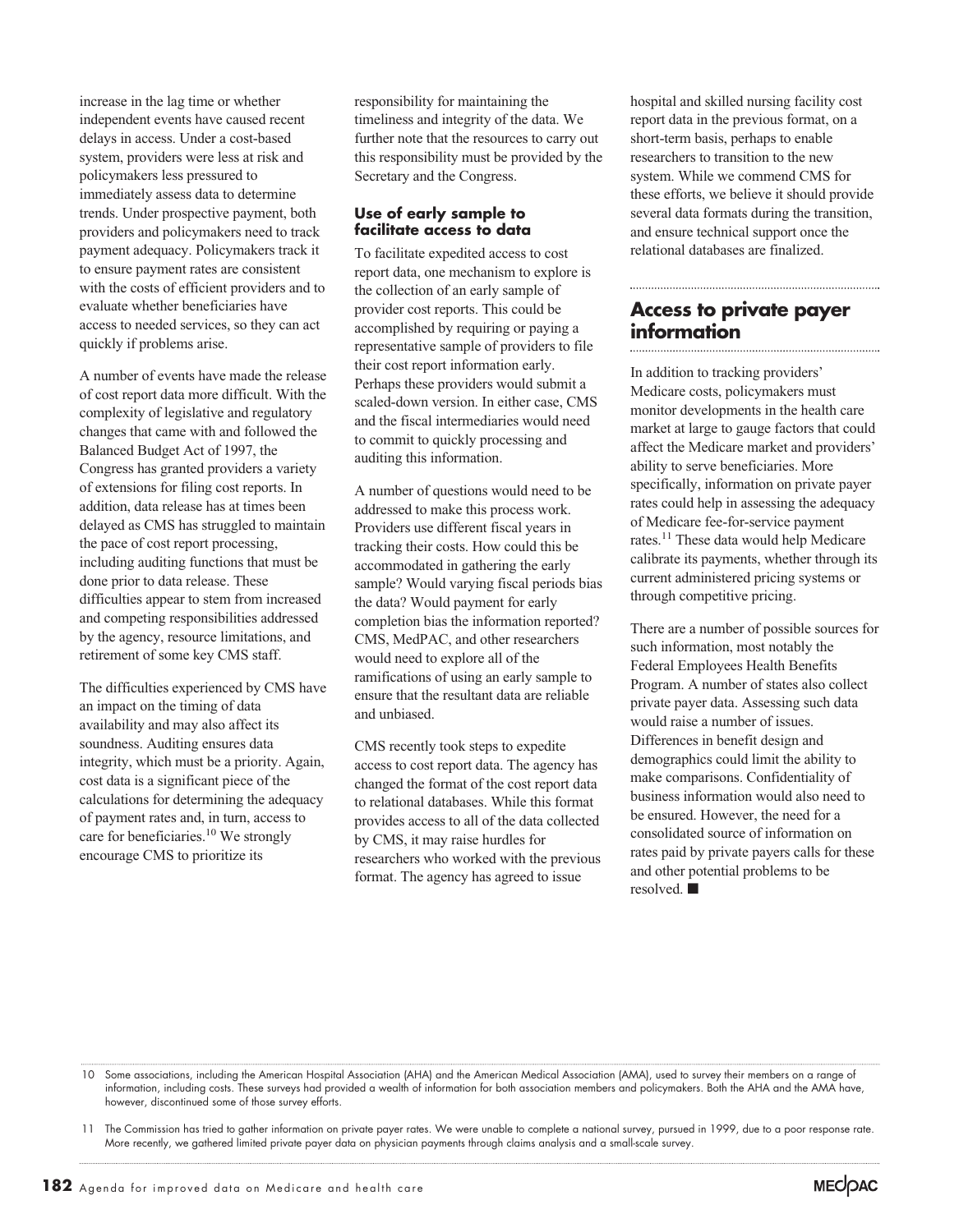increase in the lag time or whether independent events have caused recent delays in access. Under a cost-based system, providers were less at risk and policymakers less pressured to immediately assess data to determine trends. Under prospective payment, both providers and policymakers need to track payment adequacy. Policymakers track it to ensure payment rates are consistent with the costs of efficient providers and to evaluate whether beneficiaries have access to needed services, so they can act quickly if problems arise.

A number of events have made the release of cost report data more difficult. With the complexity of legislative and regulatory changes that came with and followed the Balanced Budget Act of 1997, the Congress has granted providers a variety of extensions for filing cost reports. In addition, data release has at times been delayed as CMS has struggled to maintain the pace of cost report processing, including auditing functions that must be done prior to data release. These difficulties appear to stem from increased and competing responsibilities addressed by the agency, resource limitations, and retirement of some key CMS staff.

The difficulties experienced by CMS have an impact on the timing of data availability and may also affect its soundness. Auditing ensures data integrity, which must be a priority. Again, cost data is a significant piece of the calculations for determining the adequacy of payment rates and, in turn, access to care for beneficiaries.[10] We strongly encourage CMS to prioritize its responsibility for maintaining the timeliness and integrity of the data. We further note that the resources to carry out this responsibility must be provided by the Secretary and the Congress.

### Use of early sample to facilitate access to data

To facilitate expedited access to cost report data, one mechanism to explore is the collection of an early sample of provider cost reports. This could be accomplished by requiring or paying a representative sample of providers to file their cost report information early. Perhaps these providers would submit a scaled-down version. In either case, CMS and the fiscal intermediaries would need to commit to quickly processing and auditing this information.

A number of questions would need to be addressed to make this process work. Providers use different fiscal years in tracking their costs. How could this be accommodated in gathering the early sample? Would varying fiscal periods bias the data? Would payment for early completion bias the information reported? CMS, MedPAC, and other researchers would need to explore all of the ramifications of using an early sample to ensure that the resultant data are reliable and unbiased.

CMS recently took steps to expedite access to cost report data. The agency has changed the format of the cost report data to relational databases. While this format provides access to all of the data collected by CMS, it may raise hurdles for researchers who worked with the previous format. The agency has agreed to issue hospital and skilled nursing facility cost report data in the previous format, on a short-term basis, perhaps to enable researchers to transition to the new system. While we commend CMS for these efforts, we believe it should provide several data formats during the transition, and ensure technical support once the relational databases are finalized.

## Access to private payer information

In addition to tracking providers' Medicare costs, policymakers must monitor developments in the health care market at large to gauge factors that could affect the Medicare market and providers' ability to serve beneficiaries. More specifically, information on private payer rates could help in assessing the adequacy of Medicare fee-for-service payment rates.[11] These data would help Medicare calibrate its payments, whether through its current administered pricing systems or through competitive pricing.

There are a number of possible sources for such information, most notably the Federal Employees Health Benefits Program. A number of states also collect private payer data. Assessing such data would raise a number of issues. Differences in benefit design and demographics could limit the ability to make comparisons. Confidentiality of business information would also need to be ensured. However, the need for a consolidated source of information on rates paid by private payers calls for these and other potential problems to be resolved. ■

---

10 Some associations, including the American Hospital Association (AHA) and the American Medical Association (AMA), used to survey their members on a range of information, including costs. These surveys had provided a wealth of information for both association members and policymakers. Both the AHA and the AMA have, however, discontinued some of those survey efforts.

11 The Commission has tried to gather information on private payer rates. We were unable to complete a national survey, pursued in 1999, due to a poor response rate. More recently, we gathered limited private payer data on physician payments through claims analysis and a small-scale survey.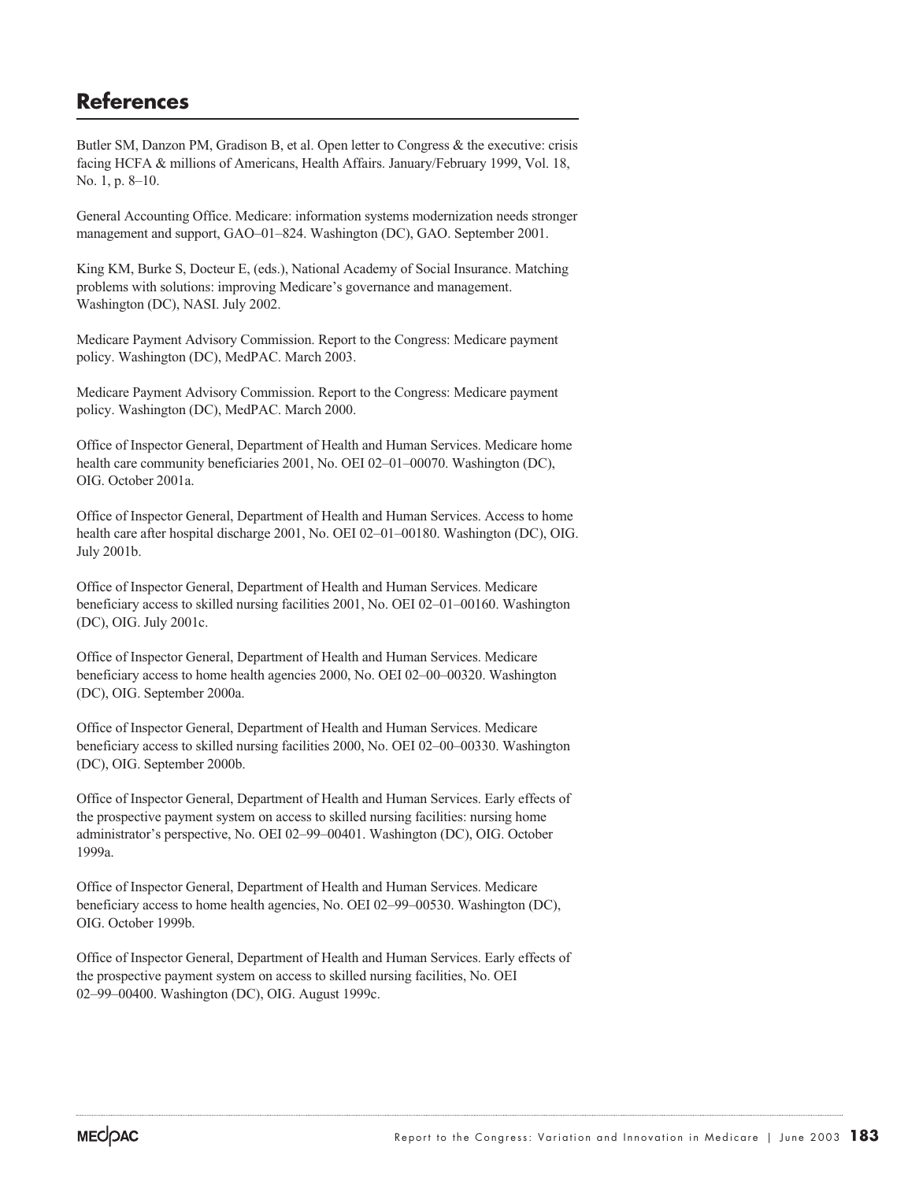## References

Butler SM, Danzon PM, Gradison B, et al. Open letter to Congress & the executive: crisis facing HCFA & millions of Americans, Health Affairs. January/February 1999, Vol. 18, No. 1, p. 8–10.

General Accounting Office. Medicare: information systems modernization needs stronger management and support, GAO–01–824. Washington (DC), GAO. September 2001.

King KM, Burke S, Docteur E, (eds.), National Academy of Social Insurance. Matching problems with solutions: improving Medicare's governance and management. Washington (DC), NASI. July 2002.

Medicare Payment Advisory Commission. Report to the Congress: Medicare payment policy. Washington (DC), MedPAC. March 2003.

Medicare Payment Advisory Commission. Report to the Congress: Medicare payment policy. Washington (DC), MedPAC. March 2000.

Office of Inspector General, Department of Health and Human Services. Medicare home health care community beneficiaries 2001, No. OEI 02–01–00070. Washington (DC), OIG. October 2001a.

Office of Inspector General, Department of Health and Human Services. Access to home health care after hospital discharge 2001, No. OEI 02–01–00180. Washington (DC), OIG. July 2001b.

Office of Inspector General, Department of Health and Human Services. Medicare beneficiary access to skilled nursing facilities 2001, No. OEI 02–01–00160. Washington (DC), OIG. July 2001c.

Office of Inspector General, Department of Health and Human Services. Medicare beneficiary access to home health agencies 2000, No. OEI 02–00–00320. Washington (DC), OIG. September 2000a.

Office of Inspector General, Department of Health and Human Services. Medicare beneficiary access to skilled nursing facilities 2000, No. OEI 02–00–00330. Washington (DC), OIG. September 2000b.

Office of Inspector General, Department of Health and Human Services. Early effects of the prospective payment system on access to skilled nursing facilities: nursing home administrator's perspective, No. OEI 02–99–00401. Washington (DC), OIG. October 1999a.

Office of Inspector General, Department of Health and Human Services. Medicare beneficiary access to home health agencies, No. OEI 02–99–00530. Washington (DC), OIG. October 1999b.

Office of Inspector General, Department of Health and Human Services. Early effects of the prospective payment system on access to skilled nursing facilities, No. OEI 02–99–00400. Washington (DC), OIG. August 1999c.